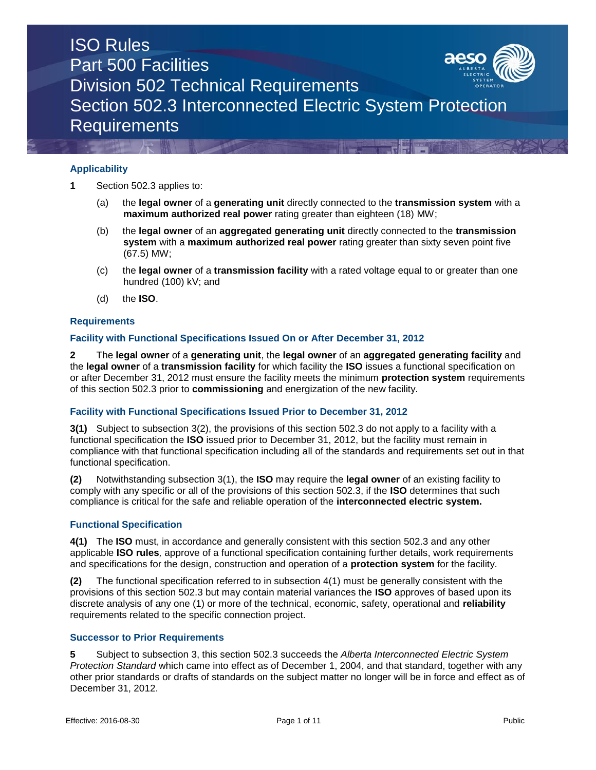# ISO Rules
# Part 500 Facilities
# Division 502 Technical Requirements
# Section 502.3 Interconnected Electric System Protection Requirements

### Applicability

**1** Section 502.3 applies to:

(a) the **legal owner** of a **generating unit** directly connected to the **transmission system** with a **maximum authorized real power** rating greater than eighteen (18) MW;

(b) the **legal owner** of an **aggregated generating unit** directly connected to the **transmission system** with a **maximum authorized real power** rating greater than sixty seven point five (67.5) MW;

(c) the **legal owner** of a **transmission facility** with a rated voltage equal to or greater than one hundred (100) kV; and

(d) the **ISO**.

### Requirements

### Facility with Functional Specifications Issued On or After December 31, 2012

**2** The **legal owner** of a **generating unit**, the **legal owner** of an **aggregated generating facility** and the **legal owner** of a **transmission facility** for which facility the **ISO** issues a functional specification on or after December 31, 2012 must ensure the facility meets the minimum **protection system** requirements of this section 502.3 prior to **commissioning** and energization of the new facility.

### Facility with Functional Specifications Issued Prior to December 31, 2012

**3(1)** Subject to subsection 3(2), the provisions of this section 502.3 do not apply to a facility with a functional specification the **ISO** issued prior to December 31, 2012, but the facility must remain in compliance with that functional specification including all of the standards and requirements set out in that functional specification.

**(2)** Notwithstanding subsection 3(1), the **ISO** may require the **legal owner** of an existing facility to comply with any specific or all of the provisions of this section 502.3, if the **ISO** determines that such compliance is critical for the safe and reliable operation of the **interconnected electric system.**

### Functional Specification

**4(1)** The **ISO** must, in accordance and generally consistent with this section 502.3 and any other applicable **ISO rules***,* approve of a functional specification containing further details, work requirements and specifications for the design, construction and operation of a **protection system** for the facility.

**(2)** The functional specification referred to in subsection 4(1) must be generally consistent with the provisions of this section 502.3 but may contain material variances the **ISO** approves of based upon its discrete analysis of any one (1) or more of the technical, economic, safety, operational and **reliability** requirements related to the specific connection project.

### Successor to Prior Requirements

**5** Subject to subsection 3, this section 502.3 succeeds the *Alberta Interconnected Electric System Protection Standard* which came into effect as of December 1, 2004, and that standard, together with any other prior standards or drafts of standards on the subject matter no longer will be in force and effect as of December 31, 2012.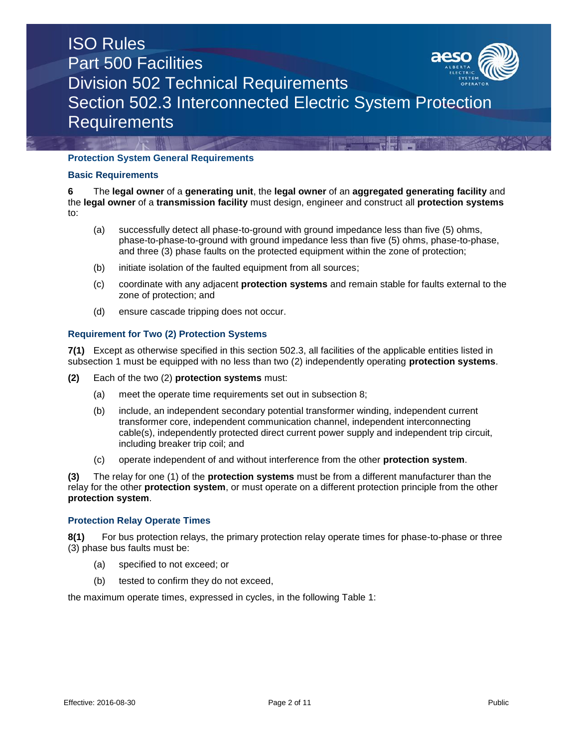### Protection System General Requirements

#### Basic Requirements

**6** The **legal owner** of a **generating unit**, the **legal owner** of an **aggregated generating facility** and the **legal owner** of a **transmission facility** must design, engineer and construct all **protection systems** to:

- (a) successfully detect all phase-to-ground with ground impedance less than five (5) ohms, phase-to-phase-to-ground with ground impedance less than five (5) ohms, phase-to-phase, and three (3) phase faults on the protected equipment within the zone of protection;
- (b) initiate isolation of the faulted equipment from all sources;
- (c) coordinate with any adjacent **protection systems** and remain stable for faults external to the zone of protection; and
- (d) ensure cascade tripping does not occur.

#### Requirement for Two (2) Protection Systems

**7(1)** Except as otherwise specified in this section 502.3, all facilities of the applicable entities listed in subsection 1 must be equipped with no less than two (2) independently operating **protection systems**.

**(2)** Each of the two (2) **protection systems** must:

- (a) meet the operate time requirements set out in subsection 8;
- (b) include, an independent secondary potential transformer winding, independent current transformer core, independent communication channel, independent interconnecting cable(s), independently protected direct current power supply and independent trip circuit, including breaker trip coil; and
- (c) operate independent of and without interference from the other **protection system**.

**(3)** The relay for one (1) of the **protection systems** must be from a different manufacturer than the relay for the other **protection system**, or must operate on a different protection principle from the other **protection system**.

#### Protection Relay Operate Times

**8(1)** For bus protection relays, the primary protection relay operate times for phase-to-phase or three (3) phase bus faults must be:

- (a) specified to not exceed; or
- (b) tested to confirm they do not exceed,

the maximum operate times, expressed in cycles, in the following Table 1: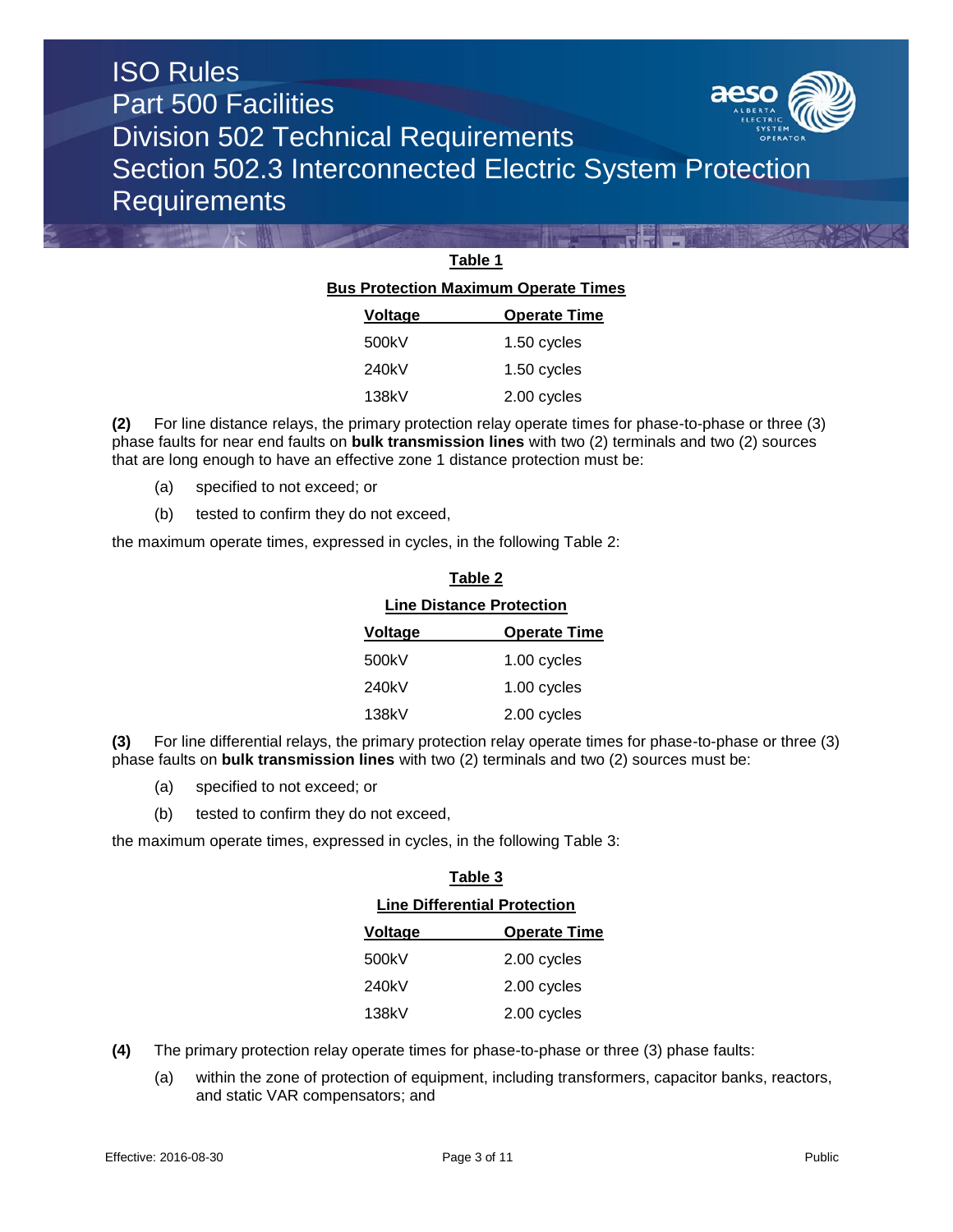**Table 1**

**Bus Protection Maximum Operate Times**

| Voltage | Operate Time |
| --- | --- |
| 500kV | 1.50 cycles |
| 240kV | 1.50 cycles |
| 138kV | 2.00 cycles |

**(2)** For line distance relays, the primary protection relay operate times for phase-to-phase or three (3) phase faults for near end faults on **bulk transmission lines** with two (2) terminals and two (2) sources that are long enough to have an effective zone 1 distance protection must be:

(a) specified to not exceed; or

(b) tested to confirm they do not exceed,

the maximum operate times, expressed in cycles, in the following Table 2:

**Table 2**

**Line Distance Protection**

| Voltage | Operate Time |
| --- | --- |
| 500kV | 1.00 cycles |
| 240kV | 1.00 cycles |
| 138kV | 2.00 cycles |

**(3)** For line differential relays, the primary protection relay operate times for phase-to-phase or three (3) phase faults on **bulk transmission lines** with two (2) terminals and two (2) sources must be:

(a) specified to not exceed; or

(b) tested to confirm they do not exceed,

the maximum operate times, expressed in cycles, in the following Table 3:

**Table 3**

**Line Differential Protection**

| Voltage | Operate Time |
| --- | --- |
| 500kV | 2.00 cycles |
| 240kV | 2.00 cycles |
| 138kV | 2.00 cycles |

**(4)** The primary protection relay operate times for phase-to-phase or three (3) phase faults:

(a) within the zone of protection of equipment, including transformers, capacitor banks, reactors, and static VAR compensators; and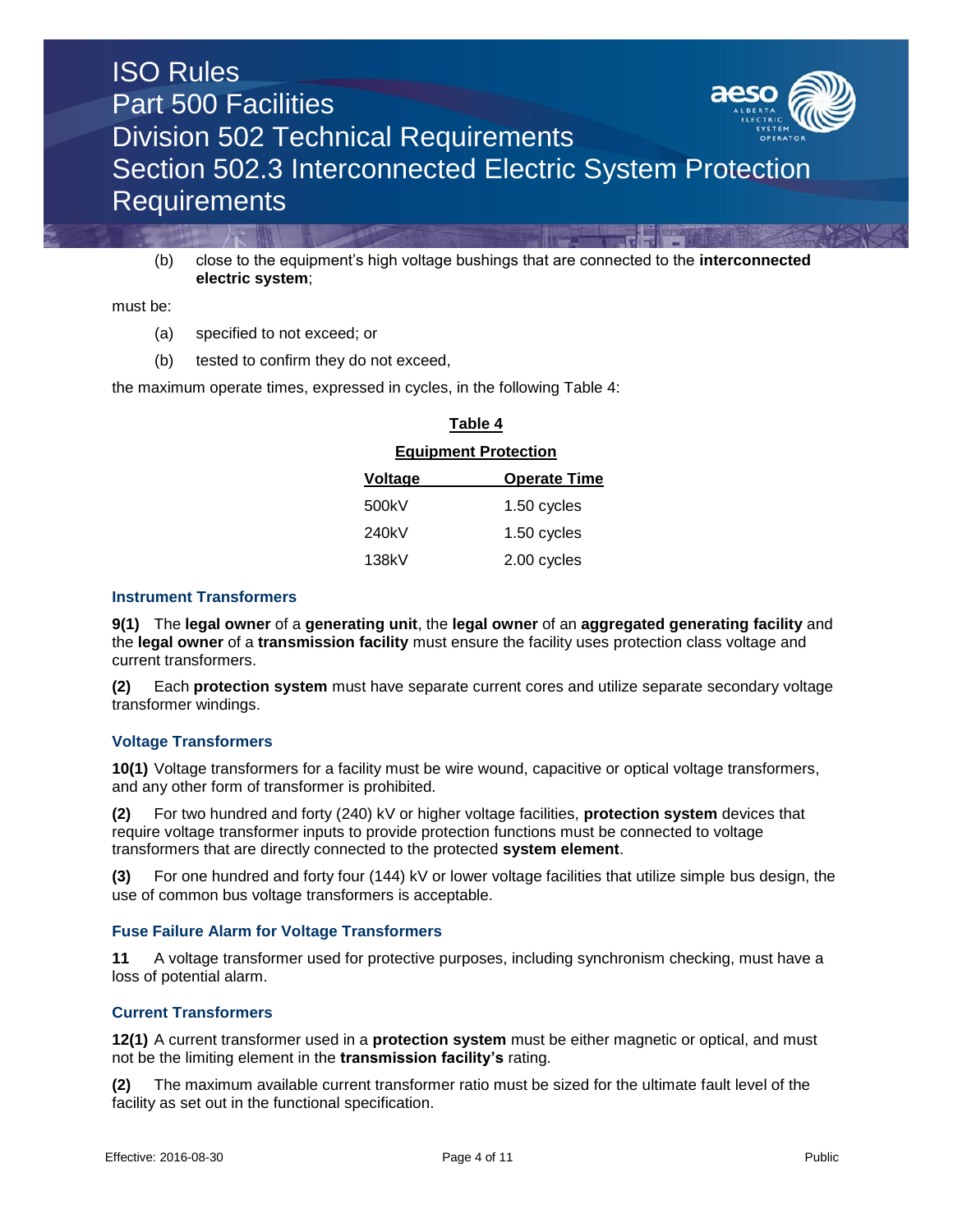(b) close to the equipment's high voltage bushings that are connected to the **interconnected electric system**;

must be:

(a) specified to not exceed; or

(b) tested to confirm they do not exceed,

the maximum operate times, expressed in cycles, in the following Table 4:

**Table 4**

**Equipment Protection**

| Voltage | Operate Time |
|---|---|
| 500kV | 1.50 cycles |
| 240kV | 1.50 cycles |
| 138kV | 2.00 cycles |

### Instrument Transformers

**9(1)** The **legal owner** of a **generating unit**, the **legal owner** of an **aggregated generating facility** and the **legal owner** of a **transmission facility** must ensure the facility uses protection class voltage and current transformers.

**(2)** Each **protection system** must have separate current cores and utilize separate secondary voltage transformer windings.

### Voltage Transformers

**10(1)** Voltage transformers for a facility must be wire wound, capacitive or optical voltage transformers, and any other form of transformer is prohibited.

**(2)** For two hundred and forty (240) kV or higher voltage facilities, **protection system** devices that require voltage transformer inputs to provide protection functions must be connected to voltage transformers that are directly connected to the protected **system element**.

**(3)** For one hundred and forty four (144) kV or lower voltage facilities that utilize simple bus design, the use of common bus voltage transformers is acceptable.

### Fuse Failure Alarm for Voltage Transformers

**11** A voltage transformer used for protective purposes, including synchronism checking, must have a loss of potential alarm.

### Current Transformers

**12(1)** A current transformer used in a **protection system** must be either magnetic or optical, and must not be the limiting element in the **transmission facility's** rating.

**(2)** The maximum available current transformer ratio must be sized for the ultimate fault level of the facility as set out in the functional specification.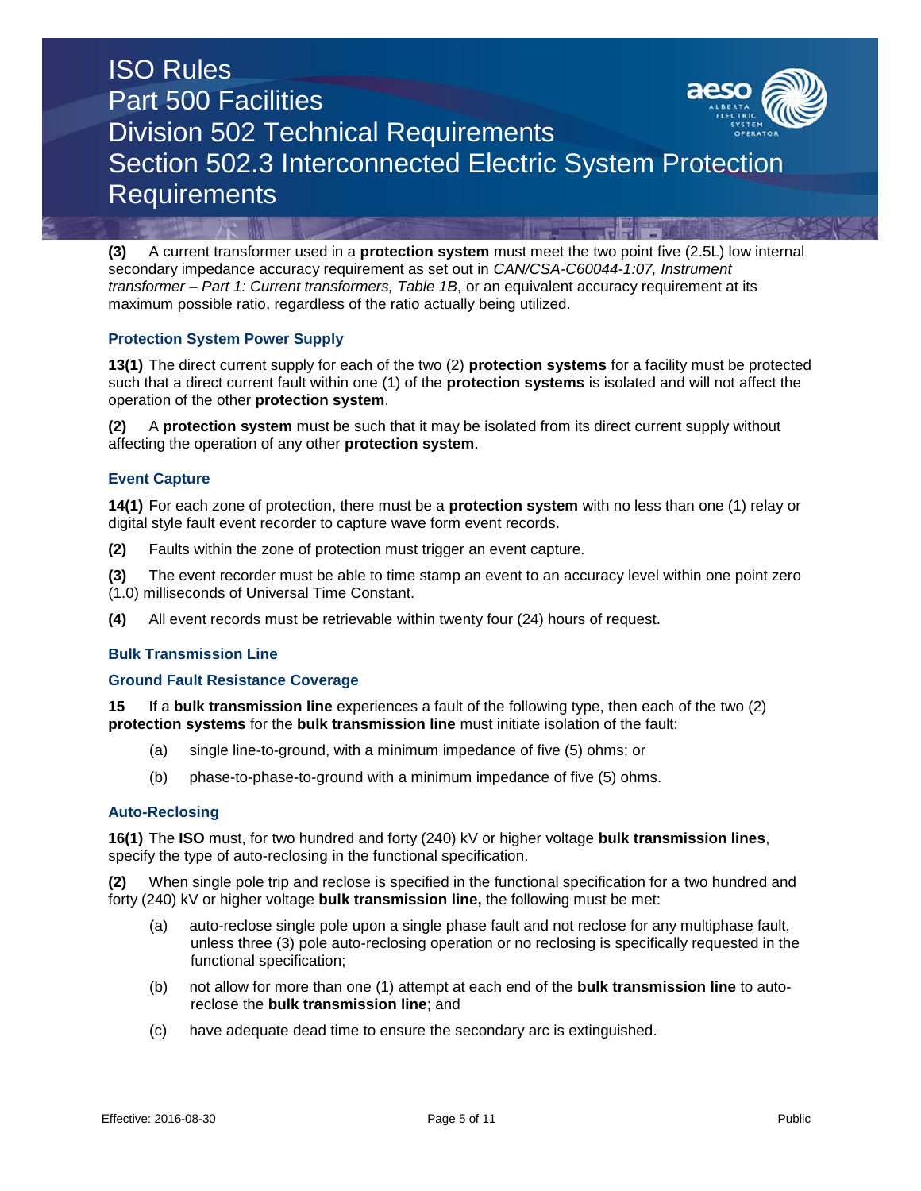**(3)** A current transformer used in a **protection system** must meet the two point five (2.5L) low internal secondary impedance accuracy requirement as set out in *CAN/CSA-C60044-1:07, Instrument transformer – Part 1: Current transformers, Table 1B*, or an equivalent accuracy requirement at its maximum possible ratio, regardless of the ratio actually being utilized.

### Protection System Power Supply

**13(1)** The direct current supply for each of the two (2) **protection systems** for a facility must be protected such that a direct current fault within one (1) of the **protection systems** is isolated and will not affect the operation of the other **protection system**.

**(2)** A **protection system** must be such that it may be isolated from its direct current supply without affecting the operation of any other **protection system**.

### Event Capture

**14(1)** For each zone of protection, there must be a **protection system** with no less than one (1) relay or digital style fault event recorder to capture wave form event records.

**(2)** Faults within the zone of protection must trigger an event capture.

**(3)** The event recorder must be able to time stamp an event to an accuracy level within one point zero (1.0) milliseconds of Universal Time Constant.

**(4)** All event records must be retrievable within twenty four (24) hours of request.

### Bulk Transmission Line

### Ground Fault Resistance Coverage

**15** If a **bulk transmission line** experiences a fault of the following type, then each of the two (2) **protection systems** for the **bulk transmission line** must initiate isolation of the fault:

(a) single line-to-ground, with a minimum impedance of five (5) ohms; or

(b) phase-to-phase-to-ground with a minimum impedance of five (5) ohms.

### Auto-Reclosing

**16(1)** The **ISO** must, for two hundred and forty (240) kV or higher voltage **bulk transmission lines**, specify the type of auto-reclosing in the functional specification.

**(2)** When single pole trip and reclose is specified in the functional specification for a two hundred and forty (240) kV or higher voltage **bulk transmission line,** the following must be met:

(a) auto-reclose single pole upon a single phase fault and not reclose for any multiphase fault, unless three (3) pole auto-reclosing operation or no reclosing is specifically requested in the functional specification;

(b) not allow for more than one (1) attempt at each end of the **bulk transmission line** to auto-reclose the **bulk transmission line**; and

(c) have adequate dead time to ensure the secondary arc is extinguished.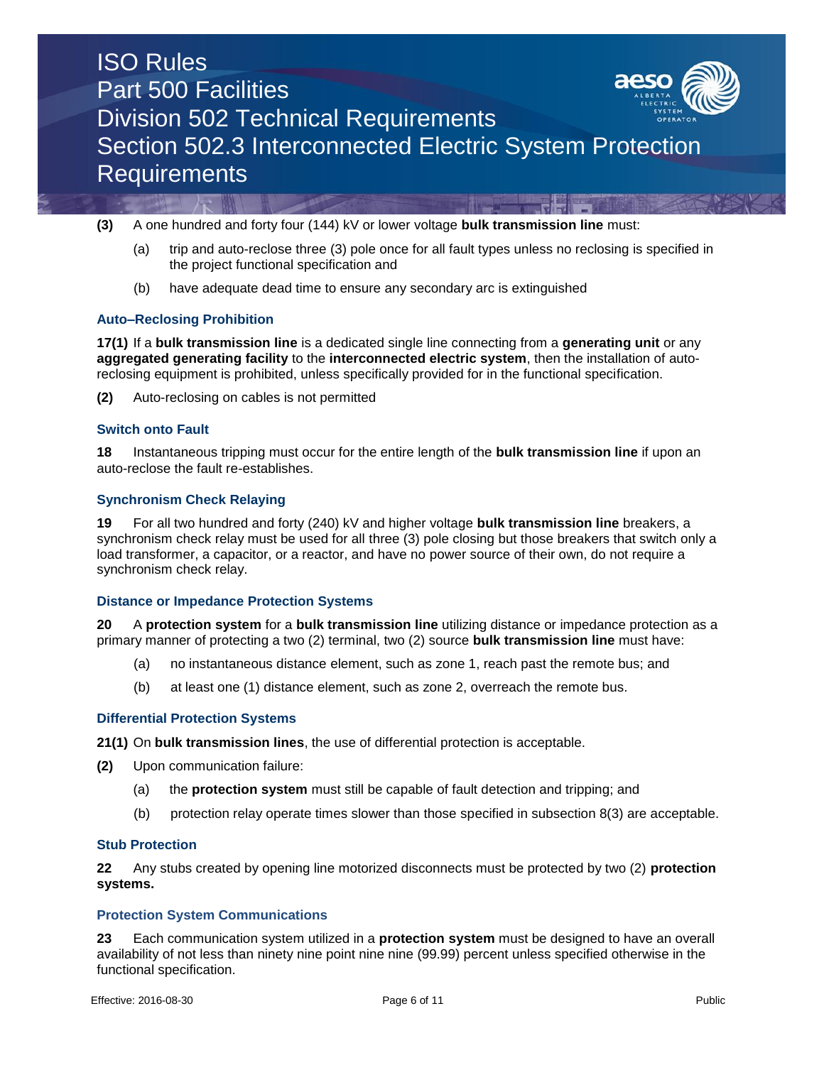**(3)** A one hundred and forty four (144) kV or lower voltage **bulk transmission line** must:

(a) trip and auto-reclose three (3) pole once for all fault types unless no reclosing is specified in the project functional specification and

(b) have adequate dead time to ensure any secondary arc is extinguished

### Auto–Reclosing Prohibition

**17(1)** If a **bulk transmission line** is a dedicated single line connecting from a **generating unit** or any **aggregated generating facility** to the **interconnected electric system**, then the installation of auto-reclosing equipment is prohibited, unless specifically provided for in the functional specification.

**(2)** Auto-reclosing on cables is not permitted

### Switch onto Fault

**18** Instantaneous tripping must occur for the entire length of the **bulk transmission line** if upon an auto-reclose the fault re-establishes.

### Synchronism Check Relaying

**19** For all two hundred and forty (240) kV and higher voltage **bulk transmission line** breakers, a synchronism check relay must be used for all three (3) pole closing but those breakers that switch only a load transformer, a capacitor, or a reactor, and have no power source of their own, do not require a synchronism check relay.

### Distance or Impedance Protection Systems

**20** A **protection system** for a **bulk transmission line** utilizing distance or impedance protection as a primary manner of protecting a two (2) terminal, two (2) source **bulk transmission line** must have:

(a) no instantaneous distance element, such as zone 1, reach past the remote bus; and

(b) at least one (1) distance element, such as zone 2, overreach the remote bus.

### Differential Protection Systems

**21(1)** On **bulk transmission lines**, the use of differential protection is acceptable.

**(2)** Upon communication failure:

(a) the **protection system** must still be capable of fault detection and tripping; and

(b) protection relay operate times slower than those specified in subsection 8(3) are acceptable.

### Stub Protection

**22** Any stubs created by opening line motorized disconnects must be protected by two (2) **protection systems.**

### Protection System Communications

**23** Each communication system utilized in a **protection system** must be designed to have an overall availability of not less than ninety nine point nine nine (99.99) percent unless specified otherwise in the functional specification.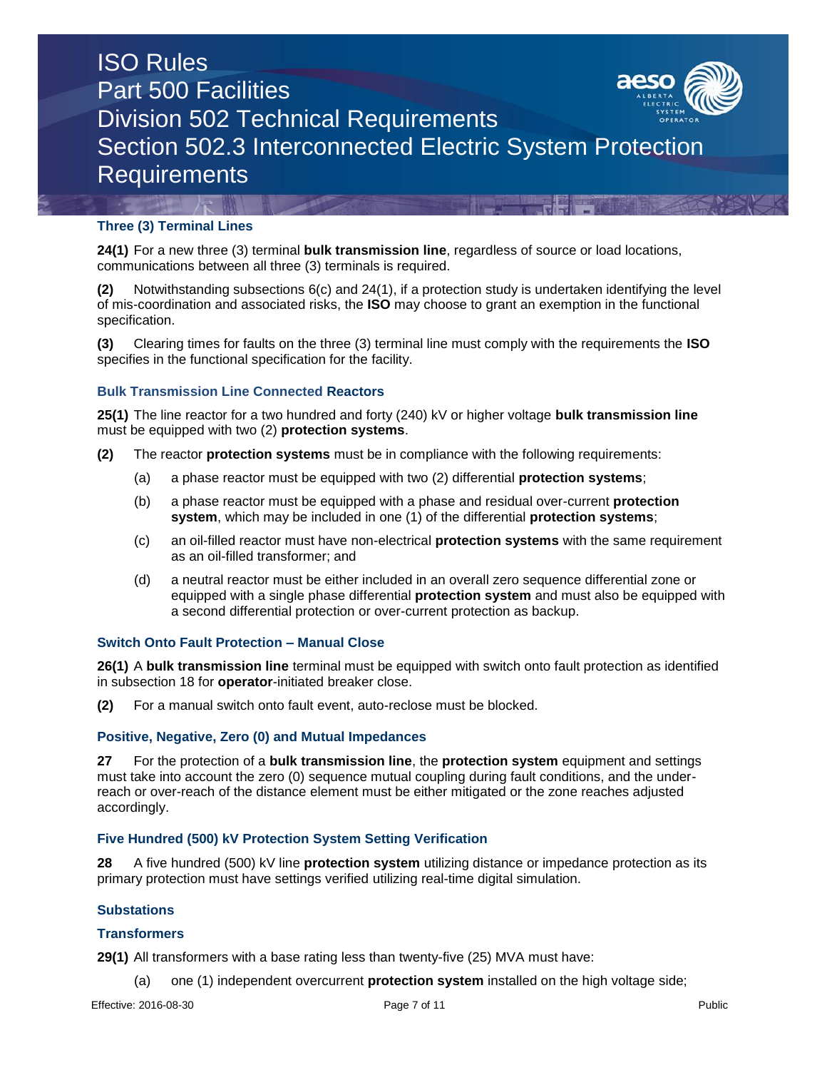### Three (3) Terminal Lines

**24(1)** For a new three (3) terminal **bulk transmission line**, regardless of source or load locations, communications between all three (3) terminals is required.

**(2)** Notwithstanding subsections 6(c) and 24(1), if a protection study is undertaken identifying the level of mis-coordination and associated risks, the **ISO** may choose to grant an exemption in the functional specification.

**(3)** Clearing times for faults on the three (3) terminal line must comply with the requirements the **ISO** specifies in the functional specification for the facility.

### Bulk Transmission Line Connected Reactors

**25(1)** The line reactor for a two hundred and forty (240) kV or higher voltage **bulk transmission line** must be equipped with two (2) **protection systems**.

**(2)** The reactor **protection systems** must be in compliance with the following requirements:

(a) a phase reactor must be equipped with two (2) differential **protection systems**;

(b) a phase reactor must be equipped with a phase and residual over-current **protection system**, which may be included in one (1) of the differential **protection systems**;

(c) an oil-filled reactor must have non-electrical **protection systems** with the same requirement as an oil-filled transformer; and

(d) a neutral reactor must be either included in an overall zero sequence differential zone or equipped with a single phase differential **protection system** and must also be equipped with a second differential protection or over-current protection as backup.

### Switch Onto Fault Protection – Manual Close

**26(1)** A **bulk transmission line** terminal must be equipped with switch onto fault protection as identified in subsection 18 for **operator**-initiated breaker close.

**(2)** For a manual switch onto fault event, auto-reclose must be blocked.

### Positive, Negative, Zero (0) and Mutual Impedances

**27** For the protection of a **bulk transmission line**, the **protection system** equipment and settings must take into account the zero (0) sequence mutual coupling during fault conditions, and the under-reach or over-reach of the distance element must be either mitigated or the zone reaches adjusted accordingly.

### Five Hundred (500) kV Protection System Setting Verification

**28** A five hundred (500) kV line **protection system** utilizing distance or impedance protection as its primary protection must have settings verified utilizing real-time digital simulation.

## Substations

### Transformers

**29(1)** All transformers with a base rating less than twenty-five (25) MVA must have:

(a) one (1) independent overcurrent **protection system** installed on the high voltage side;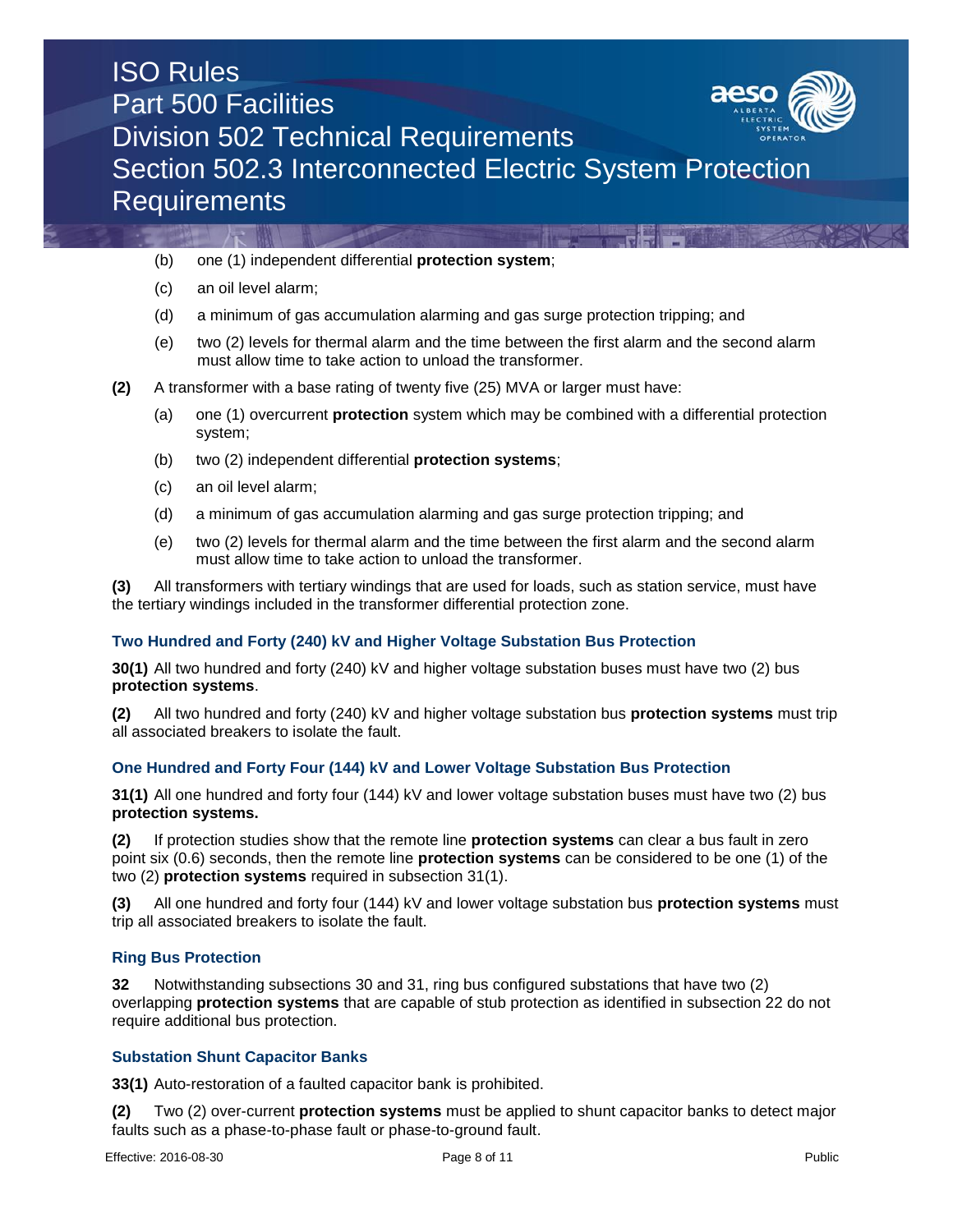(b) one (1) independent differential **protection system**;

(c) an oil level alarm;

(d) a minimum of gas accumulation alarming and gas surge protection tripping; and

(e) two (2) levels for thermal alarm and the time between the first alarm and the second alarm must allow time to take action to unload the transformer.

**(2)** A transformer with a base rating of twenty five (25) MVA or larger must have:

(a) one (1) overcurrent **protection** system which may be combined with a differential protection system;

(b) two (2) independent differential **protection systems**;

(c) an oil level alarm;

(d) a minimum of gas accumulation alarming and gas surge protection tripping; and

(e) two (2) levels for thermal alarm and the time between the first alarm and the second alarm must allow time to take action to unload the transformer.

**(3)** All transformers with tertiary windings that are used for loads, such as station service, must have the tertiary windings included in the transformer differential protection zone.

### Two Hundred and Forty (240) kV and Higher Voltage Substation Bus Protection

**30(1)** All two hundred and forty (240) kV and higher voltage substation buses must have two (2) bus **protection systems**.

**(2)** All two hundred and forty (240) kV and higher voltage substation bus **protection systems** must trip all associated breakers to isolate the fault.

### One Hundred and Forty Four (144) kV and Lower Voltage Substation Bus Protection

**31(1)** All one hundred and forty four (144) kV and lower voltage substation buses must have two (2) bus **protection systems.**

**(2)** If protection studies show that the remote line **protection systems** can clear a bus fault in zero point six (0.6) seconds, then the remote line **protection systems** can be considered to be one (1) of the two (2) **protection systems** required in subsection 31(1).

**(3)** All one hundred and forty four (144) kV and lower voltage substation bus **protection systems** must trip all associated breakers to isolate the fault.

### Ring Bus Protection

**32** Notwithstanding subsections 30 and 31, ring bus configured substations that have two (2) overlapping **protection systems** that are capable of stub protection as identified in subsection 22 do not require additional bus protection.

### Substation Shunt Capacitor Banks

**33(1)** Auto-restoration of a faulted capacitor bank is prohibited.

**(2)** Two (2) over-current **protection systems** must be applied to shunt capacitor banks to detect major faults such as a phase-to-phase fault or phase-to-ground fault.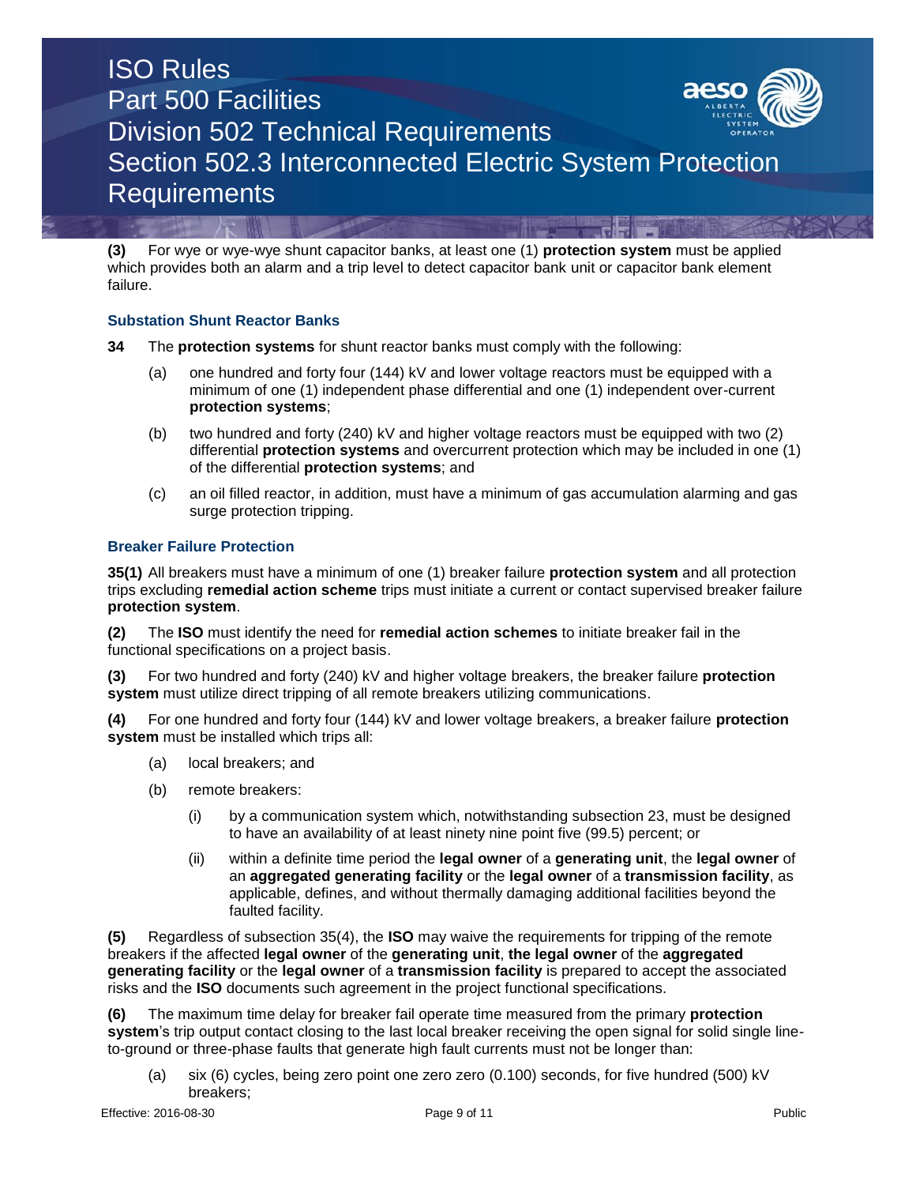**(3)** For wye or wye-wye shunt capacitor banks, at least one (1) **protection system** must be applied which provides both an alarm and a trip level to detect capacitor bank unit or capacitor bank element failure.

### Substation Shunt Reactor Banks

**34** The **protection systems** for shunt reactor banks must comply with the following:

(a) one hundred and forty four (144) kV and lower voltage reactors must be equipped with a minimum of one (1) independent phase differential and one (1) independent over-current **protection systems**;

(b) two hundred and forty (240) kV and higher voltage reactors must be equipped with two (2) differential **protection systems** and overcurrent protection which may be included in one (1) of the differential **protection systems**; and

(c) an oil filled reactor, in addition, must have a minimum of gas accumulation alarming and gas surge protection tripping.

### Breaker Failure Protection

**35(1)** All breakers must have a minimum of one (1) breaker failure **protection system** and all protection trips excluding **remedial action scheme** trips must initiate a current or contact supervised breaker failure **protection system**.

**(2)** The **ISO** must identify the need for **remedial action schemes** to initiate breaker fail in the functional specifications on a project basis.

**(3)** For two hundred and forty (240) kV and higher voltage breakers, the breaker failure **protection system** must utilize direct tripping of all remote breakers utilizing communications.

**(4)** For one hundred and forty four (144) kV and lower voltage breakers, a breaker failure **protection system** must be installed which trips all:

(a) local breakers; and

(b) remote breakers:

(i) by a communication system which, notwithstanding subsection 23, must be designed to have an availability of at least ninety nine point five (99.5) percent; or

(ii) within a definite time period the **legal owner** of a **generating unit**, the **legal owner** of an **aggregated generating facility** or the **legal owner** of a **transmission facility**, as applicable, defines, and without thermally damaging additional facilities beyond the faulted facility.

**(5)** Regardless of subsection 35(4), the **ISO** may waive the requirements for tripping of the remote breakers if the affected **legal owner** of the **generating unit**, **the legal owner** of the **aggregated generating facility** or the **legal owner** of a **transmission facility** is prepared to accept the associated risks and the **ISO** documents such agreement in the project functional specifications.

**(6)** The maximum time delay for breaker fail operate time measured from the primary **protection system**'s trip output contact closing to the last local breaker receiving the open signal for solid single line-to-ground or three-phase faults that generate high fault currents must not be longer than:

(a) six (6) cycles, being zero point one zero zero (0.100) seconds, for five hundred (500) kV breakers;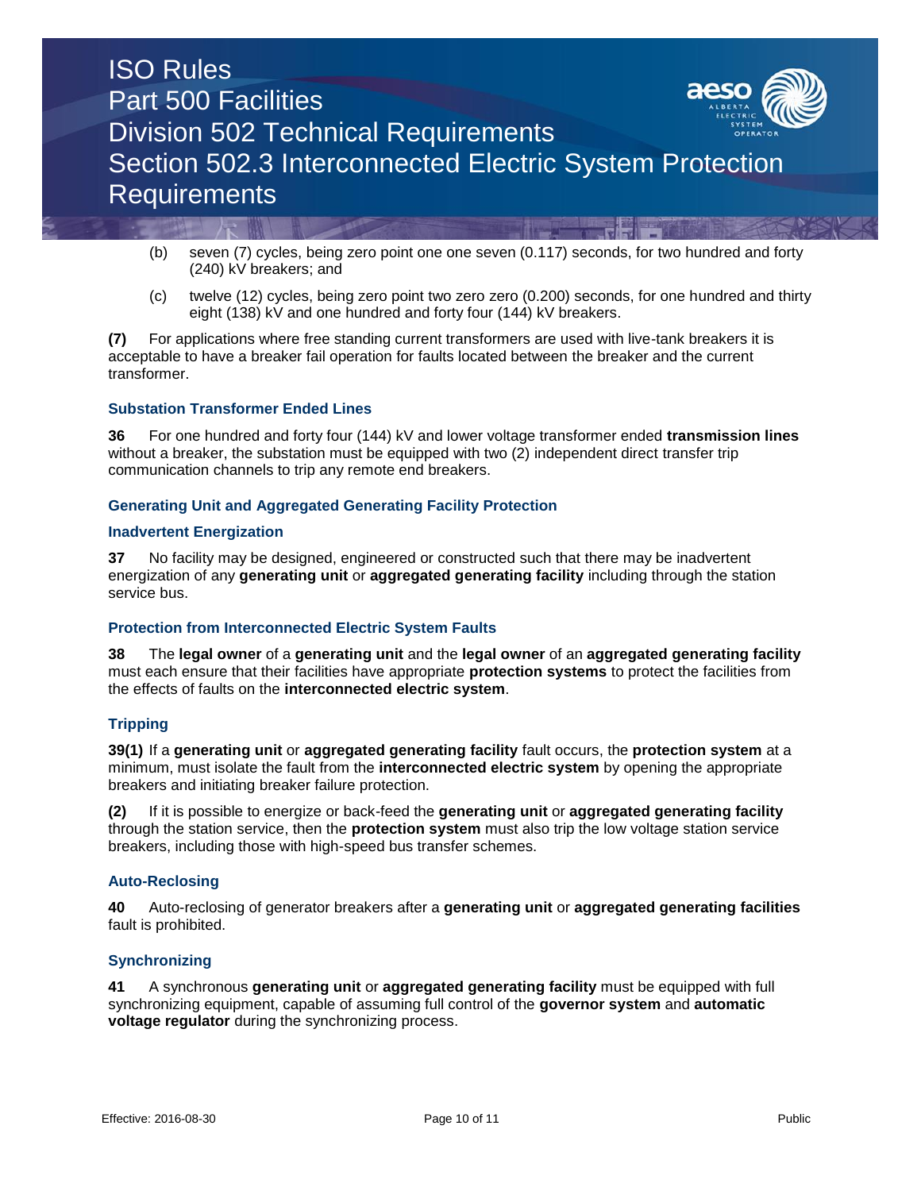(b) seven (7) cycles, being zero point one one seven (0.117) seconds, for two hundred and forty (240) kV breakers; and

(c) twelve (12) cycles, being zero point two zero zero (0.200) seconds, for one hundred and thirty eight (138) kV and one hundred and forty four (144) kV breakers.

**(7)** For applications where free standing current transformers are used with live-tank breakers it is acceptable to have a breaker fail operation for faults located between the breaker and the current transformer.

### Substation Transformer Ended Lines

**36** For one hundred and forty four (144) kV and lower voltage transformer ended **transmission lines** without a breaker, the substation must be equipped with two (2) independent direct transfer trip communication channels to trip any remote end breakers.

### Generating Unit and Aggregated Generating Facility Protection

### Inadvertent Energization

**37** No facility may be designed, engineered or constructed such that there may be inadvertent energization of any **generating unit** or **aggregated generating facility** including through the station service bus.

### Protection from Interconnected Electric System Faults

**38** The **legal owner** of a **generating unit** and the **legal owner** of an **aggregated generating facility** must each ensure that their facilities have appropriate **protection systems** to protect the facilities from the effects of faults on the **interconnected electric system**.

### Tripping

**39(1)** If a **generating unit** or **aggregated generating facility** fault occurs, the **protection system** at a minimum, must isolate the fault from the **interconnected electric system** by opening the appropriate breakers and initiating breaker failure protection.

**(2)** If it is possible to energize or back-feed the **generating unit** or **aggregated generating facility** through the station service, then the **protection system** must also trip the low voltage station service breakers, including those with high-speed bus transfer schemes.

### Auto-Reclosing

**40** Auto-reclosing of generator breakers after a **generating unit** or **aggregated generating facilities** fault is prohibited.

### Synchronizing

**41** A synchronous **generating unit** or **aggregated generating facility** must be equipped with full synchronizing equipment, capable of assuming full control of the **governor system** and **automatic voltage regulator** during the synchronizing process.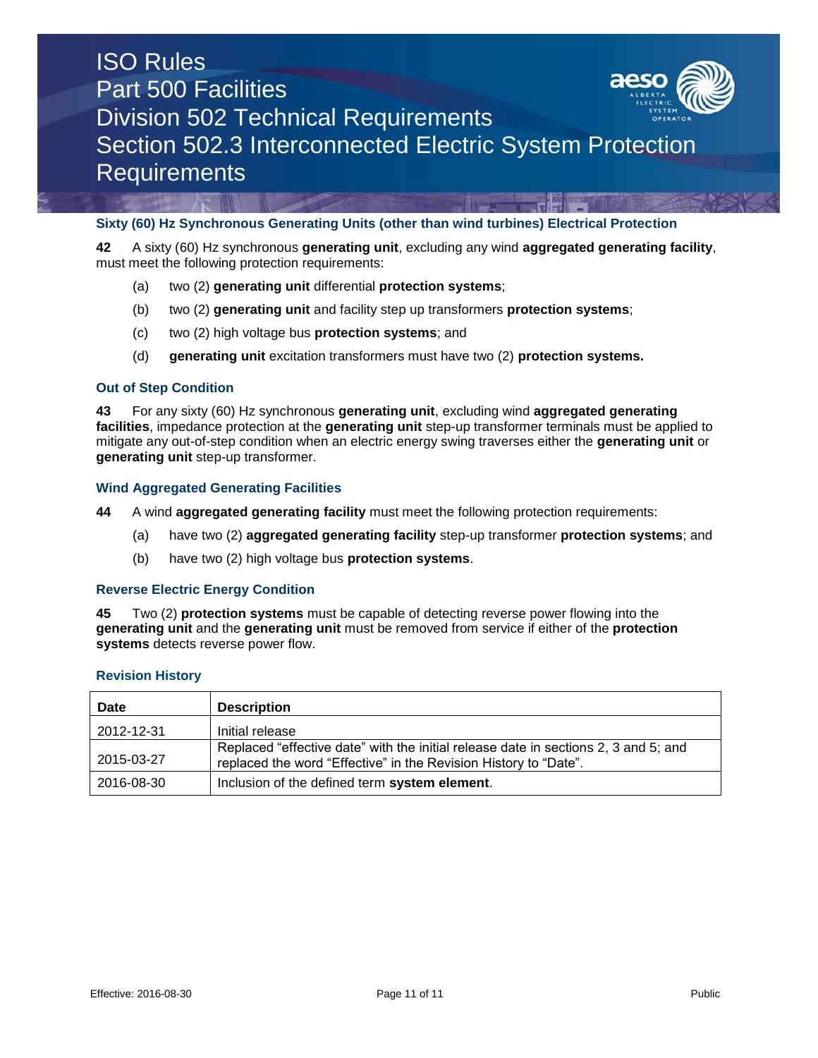### Sixty (60) Hz Synchronous Generating Units (other than wind turbines) Electrical Protection

**42** A sixty (60) Hz synchronous **generating unit**, excluding any wind **aggregated generating facility**, must meet the following protection requirements:

(a) two (2) **generating unit** differential **protection systems**;

(b) two (2) **generating unit** and facility step up transformers **protection systems**;

(c) two (2) high voltage bus **protection systems**; and

(d) **generating unit** excitation transformers must have two (2) **protection systems.**

### Out of Step Condition

**43** For any sixty (60) Hz synchronous **generating unit**, excluding wind **aggregated generating facilities**, impedance protection at the **generating unit** step-up transformer terminals must be applied to mitigate any out-of-step condition when an electric energy swing traverses either the **generating unit** or **generating unit** step-up transformer.

### Wind Aggregated Generating Facilities

**44** A wind **aggregated generating facility** must meet the following protection requirements:

(a) have two (2) **aggregated generating facility** step-up transformer **protection systems**; and

(b) have two (2) high voltage bus **protection systems**.

### Reverse Electric Energy Condition

**45** Two (2) **protection systems** must be capable of detecting reverse power flowing into the **generating unit** and the **generating unit** must be removed from service if either of the **protection systems** detects reverse power flow.

### Revision History

| Date | Description |
|---|---|
| 2012-12-31 | Initial release |
| 2015-03-27 | Replaced "effective date" with the initial release date in sections 2, 3 and 5; and replaced the word "Effective" in the Revision History to "Date". |
| 2016-08-30 | Inclusion of the defined term **system element**. |